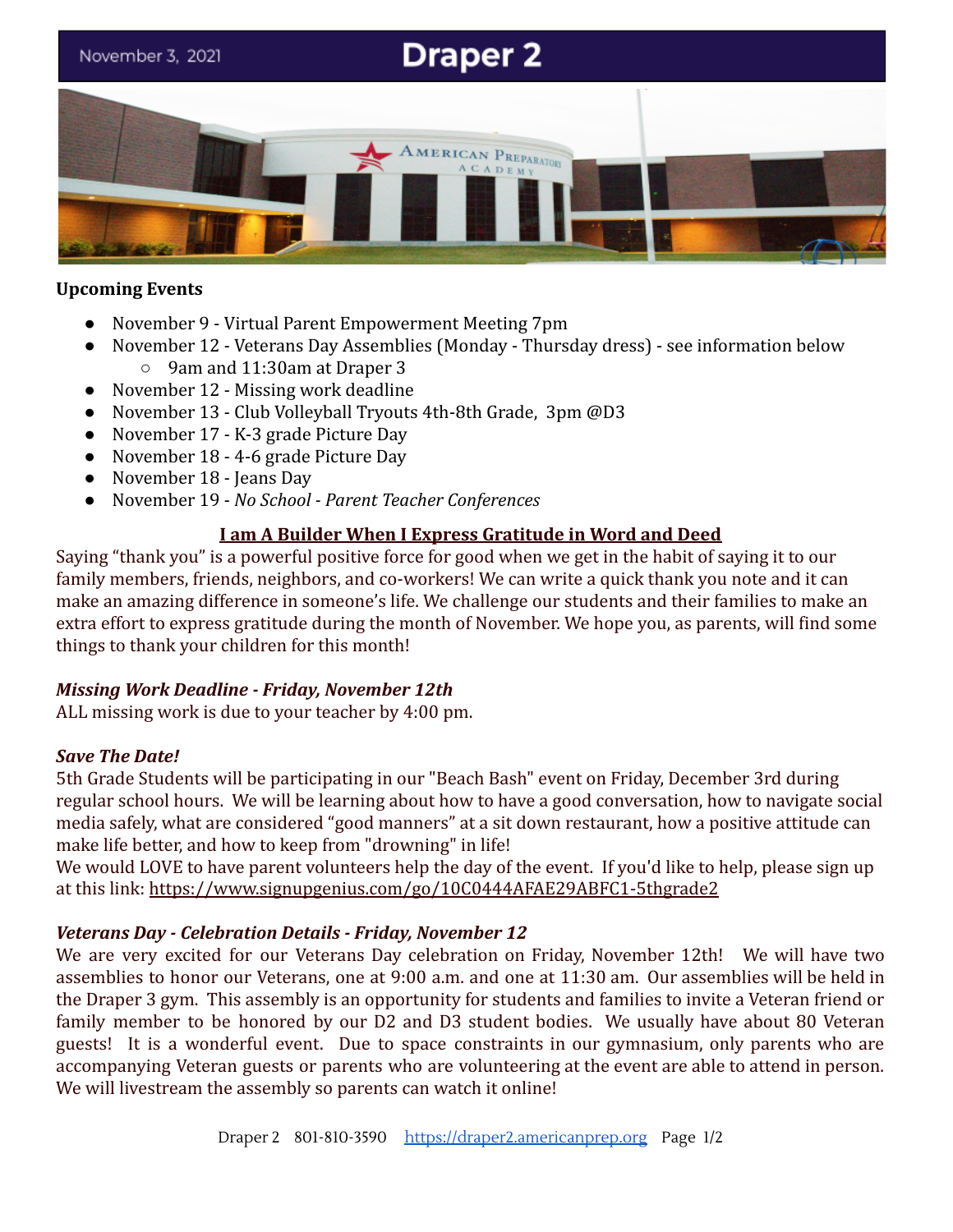November 3, 2021

# Draper 2

**Upcoming Events**

- November 9 - Virtual Parent Empowerment Meeting 7pm
- November 12 - Veterans Day Assemblies (Monday - Thursday dress) - see information below
  - 9am and 11:30am at Draper 3
- November 12 - Missing work deadline
- November 13 - Club Volleyball Tryouts 4th-8th Grade, 3pm @D3
- November 17 - K-3 grade Picture Day
- November 18 - 4-6 grade Picture Day
- November 18 - Jeans Day
- November 19 - *No School - Parent Teacher Conferences*

**I am A Builder When I Express Gratitude in Word and Deed**

Saying "thank you" is a powerful positive force for good when we get in the habit of saying it to our family members, friends, neighbors, and co-workers! We can write a quick thank you note and it can make an amazing difference in someone's life. We challenge our students and their families to make an extra effort to express gratitude during the month of November. We hope you, as parents, will find some things to thank your children for this month!

***Missing Work Deadline - Friday, November 12th***

ALL missing work is due to your teacher by 4:00 pm.

***Save The Date!***

5th Grade Students will be participating in our "Beach Bash" event on Friday, December 3rd during regular school hours. We will be learning about how to have a good conversation, how to navigate social media safely, what are considered "good manners" at a sit down restaurant, how a positive attitude can make life better, and how to keep from "drowning" in life!

We would LOVE to have parent volunteers help the day of the event. If you'd like to help, please sign up at this link: https://www.signupgenius.com/go/10C0444AFAE29ABFC1-5thgrade2

***Veterans Day - Celebration Details - Friday, November 12***

We are very excited for our Veterans Day celebration on Friday, November 12th! We will have two assemblies to honor our Veterans, one at 9:00 a.m. and one at 11:30 am. Our assemblies will be held in the Draper 3 gym. This assembly is an opportunity for students and families to invite a Veteran friend or family member to be honored by our D2 and D3 student bodies. We usually have about 80 Veteran guests! It is a wonderful event. Due to space constraints in our gymnasium, only parents who are accompanying Veteran guests or parents who are volunteering at the event are able to attend in person. We will livestream the assembly so parents can watch it online!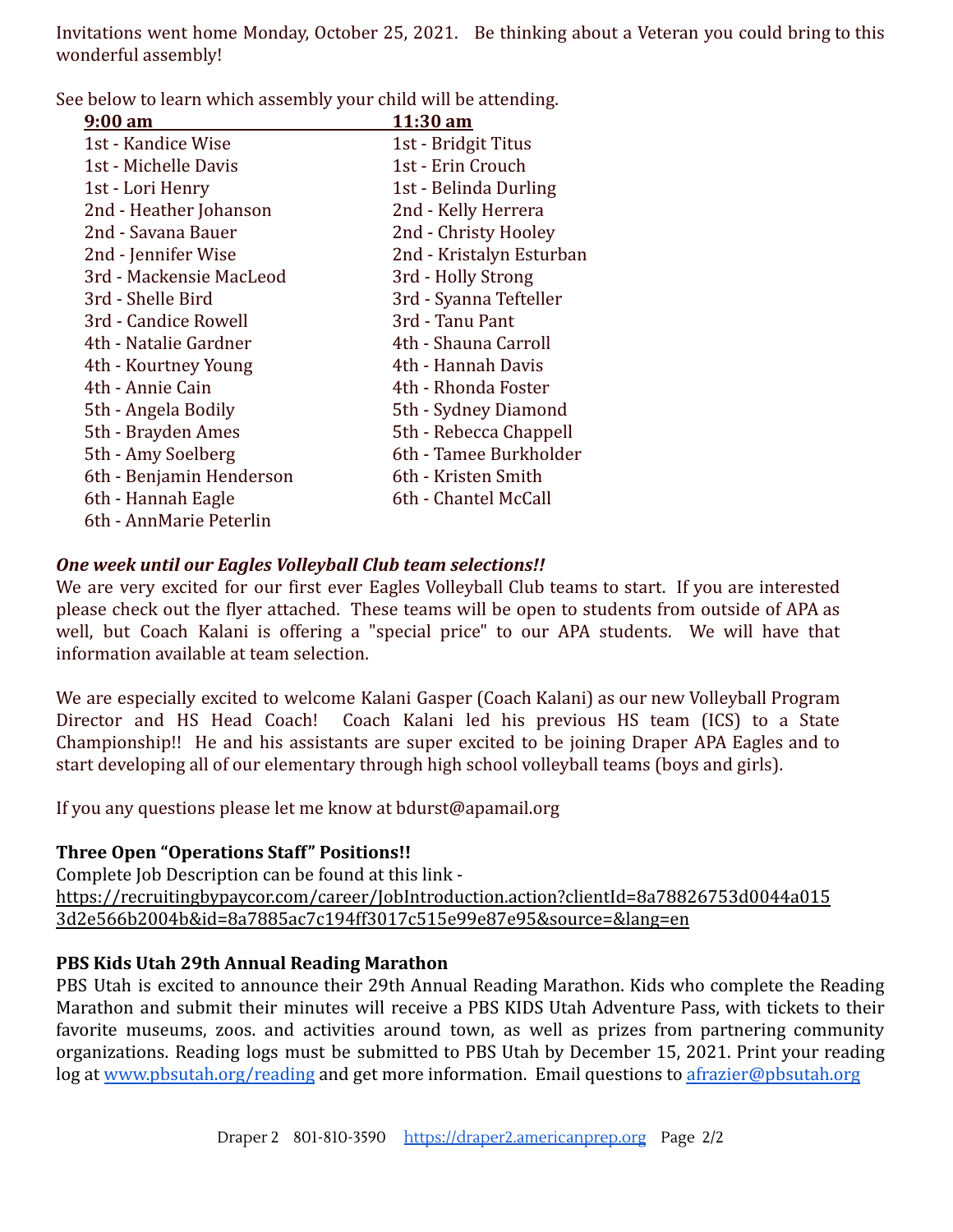Invitations went home Monday, October 25, 2021. Be thinking about a Veteran you could bring to this wonderful assembly!

See below to learn which assembly your child will be attending.

| 9:00 am | 11:30 am |
|---|---|
| 1st - Kandice Wise | 1st - Bridgit Titus |
| 1st - Michelle Davis | 1st - Erin Crouch |
| 1st - Lori Henry | 1st - Belinda Durling |
| 2nd - Heather Johanson | 2nd - Kelly Herrera |
| 2nd - Savana Bauer | 2nd - Christy Hooley |
| 2nd - Jennifer Wise | 2nd - Kristalyn Esturban |
| 3rd - Mackensie MacLeod | 3rd - Holly Strong |
| 3rd - Shelle Bird | 3rd - Syanna Tefteller |
| 3rd - Candice Rowell | 3rd - Tanu Pant |
| 4th - Natalie Gardner | 4th - Shauna Carroll |
| 4th - Kourtney Young | 4th - Hannah Davis |
| 4th - Annie Cain | 4th - Rhonda Foster |
| 5th - Angela Bodily | 5th - Sydney Diamond |
| 5th - Brayden Ames | 5th - Rebecca Chappell |
| 5th - Amy Soelberg | 6th - Tamee Burkholder |
| 6th - Benjamin Henderson | 6th - Kristen Smith |
| 6th - Hannah Eagle | 6th - Chantel McCall |
| 6th - AnnMarie Peterlin | |

***One week until our Eagles Volleyball Club team selections!!***

We are very excited for our first ever Eagles Volleyball Club teams to start. If you are interested please check out the flyer attached. These teams will be open to students from outside of APA as well, but Coach Kalani is offering a "special price" to our APA students. We will have that information available at team selection.

We are especially excited to welcome Kalani Gasper (Coach Kalani) as our new Volleyball Program Director and HS Head Coach! Coach Kalani led his previous HS team (ICS) to a State Championship!! He and his assistants are super excited to be joining Draper APA Eagles and to start developing all of our elementary through high school volleyball teams (boys and girls).

If you any questions please let me know at bdurst@apamail.org

**Three Open "Operations Staff" Positions!!**

Complete Job Description can be found at this link - https://recruitingbypaycor.com/career/JobIntroduction.action?clientId=8a78826753d0044a0153d2e566b2004b&id=8a7885ac7c194ff3017c515e99e87e95&source=&lang=en

**PBS Kids Utah 29th Annual Reading Marathon**

PBS Utah is excited to announce their 29th Annual Reading Marathon. Kids who complete the Reading Marathon and submit their minutes will receive a PBS KIDS Utah Adventure Pass, with tickets to their favorite museums, zoos. and activities around town, as well as prizes from partnering community organizations. Reading logs must be submitted to PBS Utah by December 15, 2021. Print your reading log at www.pbsutah.org/reading and get more information. Email questions to afrazier@pbsutah.org